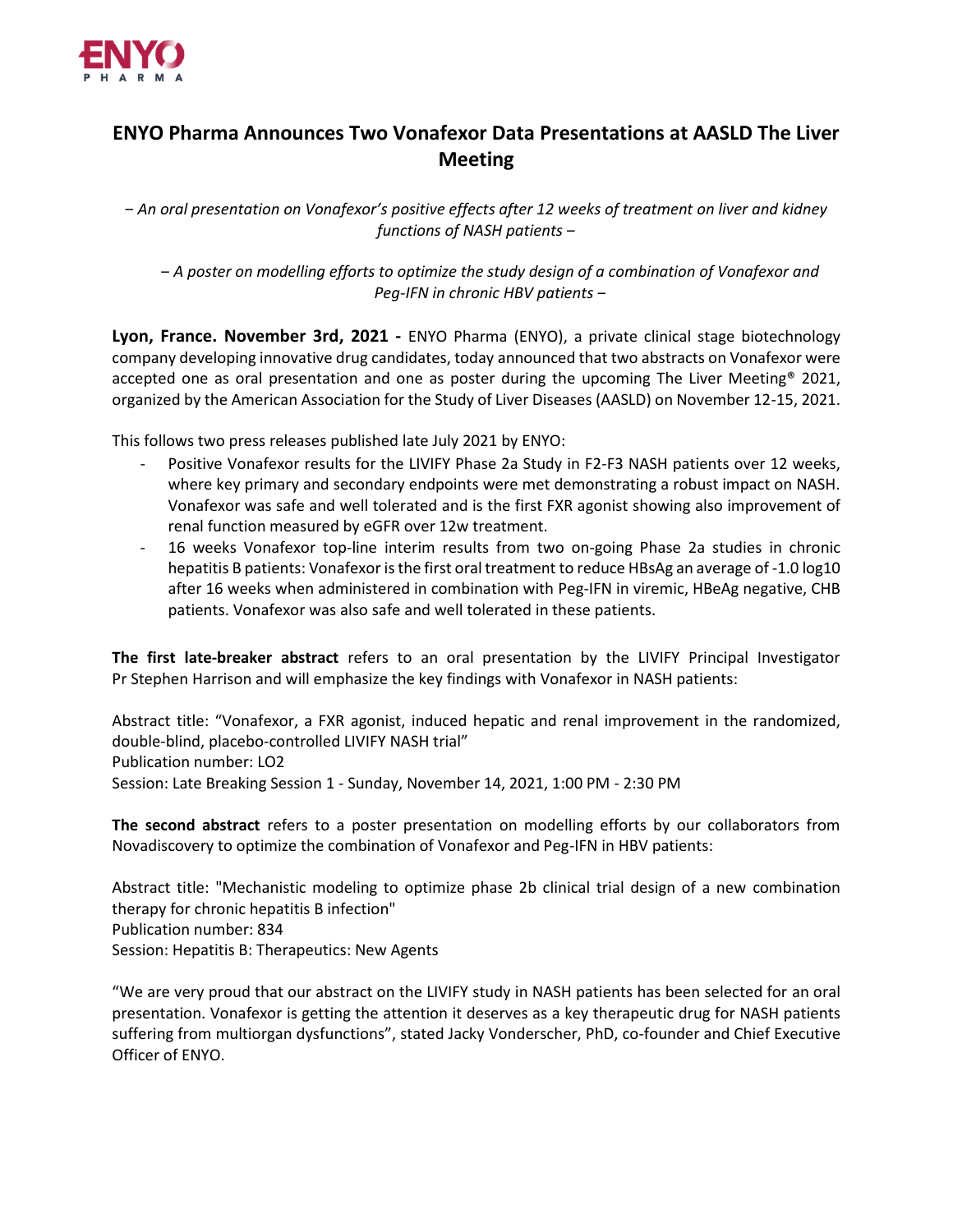# ENYO Pharma Announces Two Vonafexor Data Presentations at AASLD The Liver Meeting

*– An oral presentation on Vonafexor's positive effects after 12 weeks of treatment on liver and kidney functions of NASH patients –*

*– A poster on modelling efforts to optimize the study design of a combination of Vonafexor and Peg-IFN in chronic HBV patients –*

**Lyon, France. November 3rd, 2021 -** ENYO Pharma (ENYO), a private clinical stage biotechnology company developing innovative drug candidates, today announced that two abstracts on Vonafexor were accepted one as oral presentation and one as poster during the upcoming The Liver Meeting® 2021, organized by the American Association for the Study of Liver Diseases (AASLD) on November 12-15, 2021.

This follows two press releases published late July 2021 by ENYO:

- Positive Vonafexor results for the LIVIFY Phase 2a Study in F2-F3 NASH patients over 12 weeks, where key primary and secondary endpoints were met demonstrating a robust impact on NASH. Vonafexor was safe and well tolerated and is the first FXR agonist showing also improvement of renal function measured by eGFR over 12w treatment.
- 16 weeks Vonafexor top-line interim results from two on-going Phase 2a studies in chronic hepatitis B patients: Vonafexor is the first oral treatment to reduce HBsAg an average of -1.0 log10 after 16 weeks when administered in combination with Peg-IFN in viremic, HBeAg negative, CHB patients. Vonafexor was also safe and well tolerated in these patients.

**The first late-breaker abstract** refers to an oral presentation by the LIVIFY Principal Investigator Pr Stephen Harrison and will emphasize the key findings with Vonafexor in NASH patients:

Abstract title: "Vonafexor, a FXR agonist, induced hepatic and renal improvement in the randomized, double-blind, placebo-controlled LIVIFY NASH trial"
Publication number: LO2
Session: Late Breaking Session 1 - Sunday, November 14, 2021, 1:00 PM - 2:30 PM

**The second abstract** refers to a poster presentation on modelling efforts by our collaborators from Novadiscovery to optimize the combination of Vonafexor and Peg-IFN in HBV patients:

Abstract title: "Mechanistic modeling to optimize phase 2b clinical trial design of a new combination therapy for chronic hepatitis B infection"
Publication number: 834
Session: Hepatitis B: Therapeutics: New Agents

"We are very proud that our abstract on the LIVIFY study in NASH patients has been selected for an oral presentation. Vonafexor is getting the attention it deserves as a key therapeutic drug for NASH patients suffering from multiorgan dysfunctions", stated Jacky Vonderscher, PhD, co-founder and Chief Executive Officer of ENYO.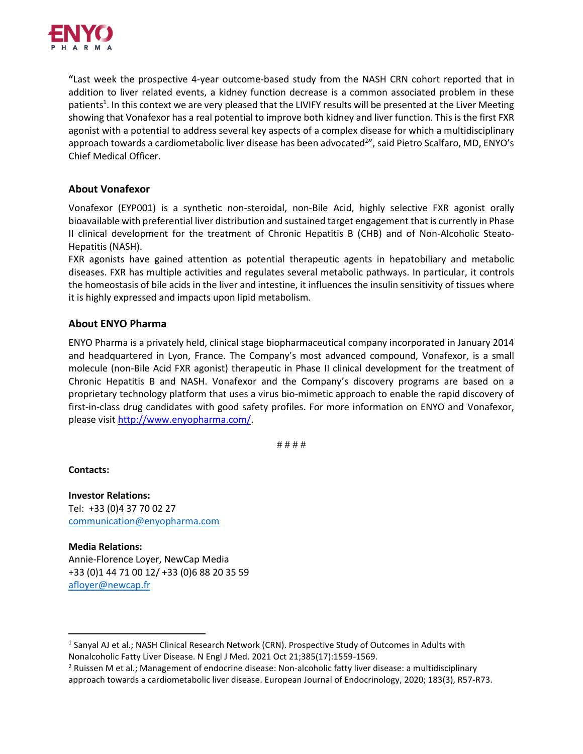"Last week the prospective 4-year outcome-based study from the NASH CRN cohort reported that in addition to liver related events, a kidney function decrease is a common associated problem in these patients[1]. In this context we are very pleased that the LIVIFY results will be presented at the Liver Meeting showing that Vonafexor has a real potential to improve both kidney and liver function. This is the first FXR agonist with a potential to address several key aspects of a complex disease for which a multidisciplinary approach towards a cardiometabolic liver disease has been advocated[2]", said Pietro Scalfaro, MD, ENYO's Chief Medical Officer.

## About Vonafexor

Vonafexor (EYP001) is a synthetic non-steroidal, non-Bile Acid, highly selective FXR agonist orally bioavailable with preferential liver distribution and sustained target engagement that is currently in Phase II clinical development for the treatment of Chronic Hepatitis B (CHB) and of Non-Alcoholic Steato-Hepatitis (NASH).

FXR agonists have gained attention as potential therapeutic agents in hepatobiliary and metabolic diseases. FXR has multiple activities and regulates several metabolic pathways. In particular, it controls the homeostasis of bile acids in the liver and intestine, it influences the insulin sensitivity of tissues where it is highly expressed and impacts upon lipid metabolism.

## About ENYO Pharma

ENYO Pharma is a privately held, clinical stage biopharmaceutical company incorporated in January 2014 and headquartered in Lyon, France. The Company's most advanced compound, Vonafexor, is a small molecule (non-Bile Acid FXR agonist) therapeutic in Phase II clinical development for the treatment of Chronic Hepatitis B and NASH. Vonafexor and the Company's discovery programs are based on a proprietary technology platform that uses a virus bio-mimetic approach to enable the rapid discovery of first-in-class drug candidates with good safety profiles. For more information on ENYO and Vonafexor, please visit http://www.enyopharma.com/.

# # # #

**Contacts:**

**Investor Relations:**
Tel: +33 (0)4 37 70 02 27
communication@enyopharma.com

**Media Relations:**
Annie-Florence Loyer, NewCap Media
+33 (0)1 44 71 00 12/ +33 (0)6 88 20 35 59
afloyer@newcap.fr

---

[1] Sanyal AJ et al.; NASH Clinical Research Network (CRN). Prospective Study of Outcomes in Adults with Nonalcoholic Fatty Liver Disease. N Engl J Med. 2021 Oct 21;385(17):1559-1569.

[2] Ruissen M et al.; Management of endocrine disease: Non-alcoholic fatty liver disease: a multidisciplinary approach towards a cardiometabolic liver disease. European Journal of Endocrinology, 2020; 183(3), R57-R73.